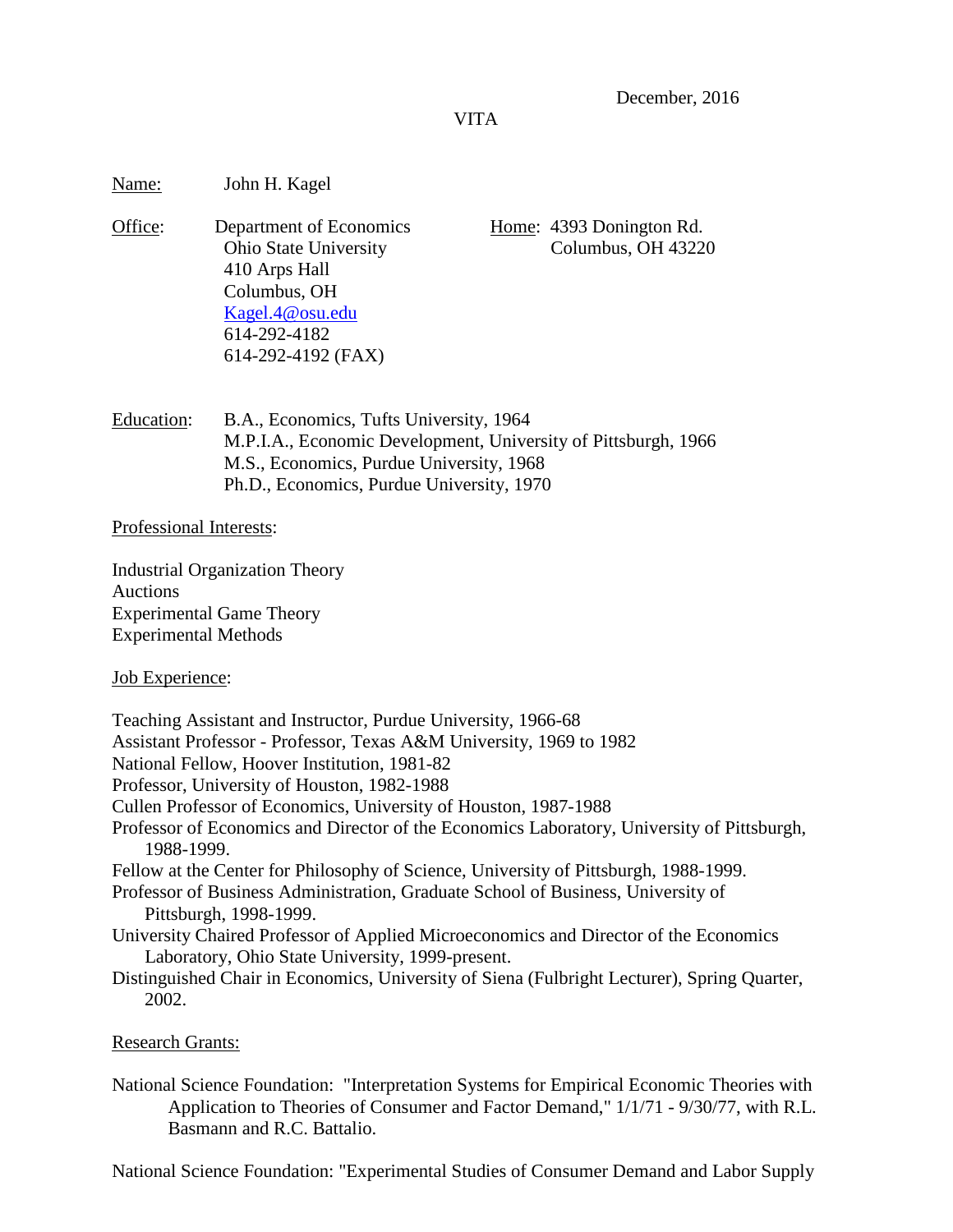December, 2016

VITA

Name: John H. Kagel

Office: Department of Economics
Ohio State University
410 Arps Hall
Columbus, OH
Kagel.4@osu.edu
614-292-4182
614-292-4192 (FAX)

Home: 4393 Donington Rd.
Columbus, OH 43220

Education: B.A., Economics, Tufts University, 1964
M.P.I.A., Economic Development, University of Pittsburgh, 1966
M.S., Economics, Purdue University, 1968
Ph.D., Economics, Purdue University, 1970

Professional Interests:

Industrial Organization Theory
Auctions
Experimental Game Theory
Experimental Methods

Job Experience:

Teaching Assistant and Instructor, Purdue University, 1966-68
Assistant Professor - Professor, Texas A&M University, 1969 to 1982
National Fellow, Hoover Institution, 1981-82
Professor, University of Houston, 1982-1988
Cullen Professor of Economics, University of Houston, 1987-1988
Professor of Economics and Director of the Economics Laboratory, University of Pittsburgh, 1988-1999.
Fellow at the Center for Philosophy of Science, University of Pittsburgh, 1988-1999.
Professor of Business Administration, Graduate School of Business, University of Pittsburgh, 1998-1999.
University Chaired Professor of Applied Microeconomics and Director of the Economics Laboratory, Ohio State University, 1999-present.
Distinguished Chair in Economics, University of Siena (Fulbright Lecturer), Spring Quarter, 2002.

Research Grants:

National Science Foundation: "Interpretation Systems for Empirical Economic Theories with Application to Theories of Consumer and Factor Demand," 1/1/71 - 9/30/77, with R.L. Basmann and R.C. Battalio.

National Science Foundation: "Experimental Studies of Consumer Demand and Labor Supply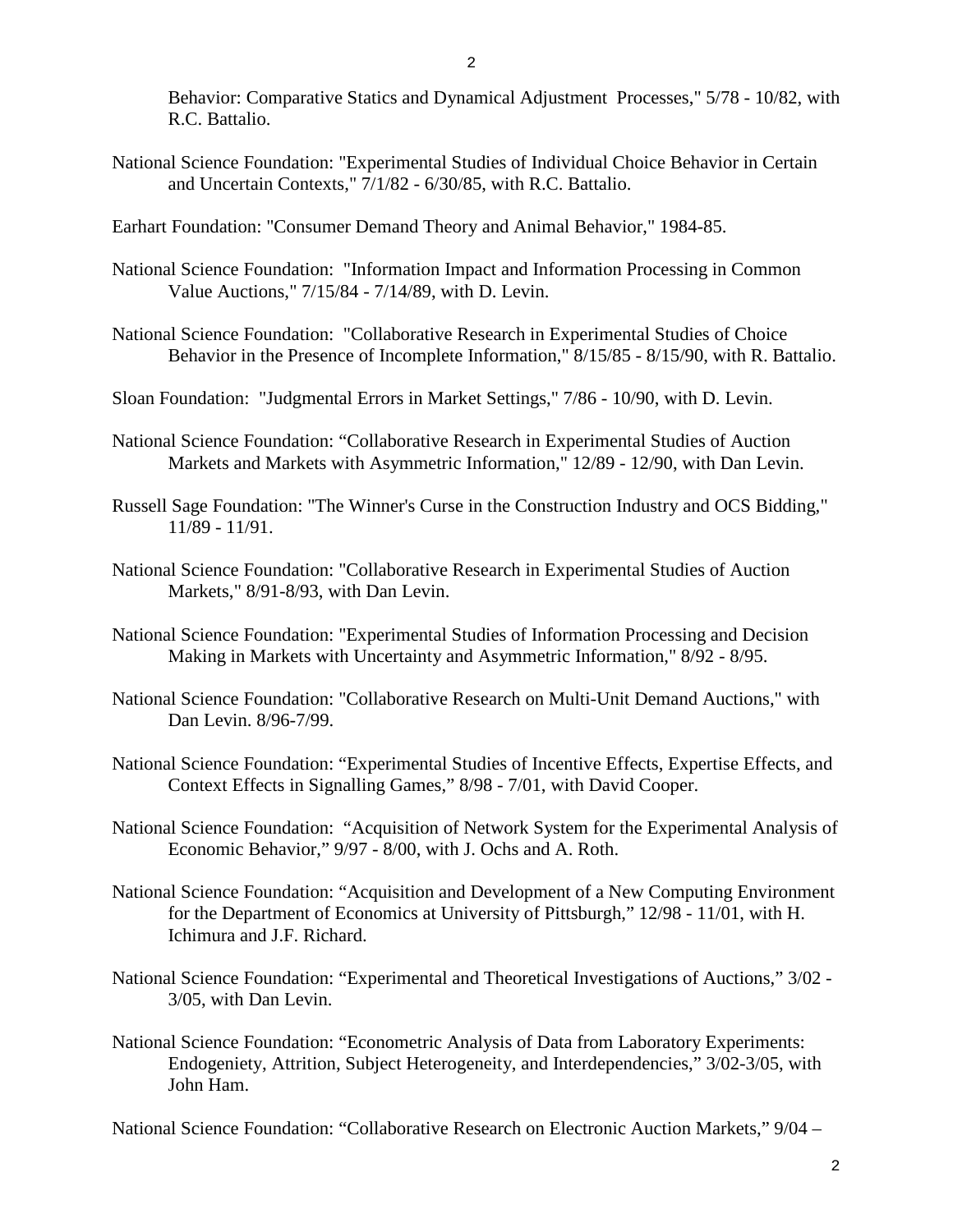Behavior: Comparative Statics and Dynamical Adjustment Processes," 5/78 - 10/82, with R.C. Battalio.

National Science Foundation: "Experimental Studies of Individual Choice Behavior in Certain and Uncertain Contexts," 7/1/82 - 6/30/85, with R.C. Battalio.

Earhart Foundation: "Consumer Demand Theory and Animal Behavior," 1984-85.

National Science Foundation: "Information Impact and Information Processing in Common Value Auctions," 7/15/84 - 7/14/89, with D. Levin.

National Science Foundation: "Collaborative Research in Experimental Studies of Choice Behavior in the Presence of Incomplete Information," 8/15/85 - 8/15/90, with R. Battalio.

Sloan Foundation: "Judgmental Errors in Market Settings," 7/86 - 10/90, with D. Levin.

National Science Foundation: "Collaborative Research in Experimental Studies of Auction Markets and Markets with Asymmetric Information," 12/89 - 12/90, with Dan Levin.

Russell Sage Foundation: "The Winner's Curse in the Construction Industry and OCS Bidding," 11/89 - 11/91.

National Science Foundation: "Collaborative Research in Experimental Studies of Auction Markets," 8/91-8/93, with Dan Levin.

National Science Foundation: "Experimental Studies of Information Processing and Decision Making in Markets with Uncertainty and Asymmetric Information," 8/92 - 8/95.

National Science Foundation: "Collaborative Research on Multi-Unit Demand Auctions," with Dan Levin. 8/96-7/99.

National Science Foundation: "Experimental Studies of Incentive Effects, Expertise Effects, and Context Effects in Signalling Games," 8/98 - 7/01, with David Cooper.

National Science Foundation: "Acquisition of Network System for the Experimental Analysis of Economic Behavior," 9/97 - 8/00, with J. Ochs and A. Roth.

National Science Foundation: "Acquisition and Development of a New Computing Environment for the Department of Economics at University of Pittsburgh," 12/98 - 11/01, with H. Ichimura and J.F. Richard.

National Science Foundation: "Experimental and Theoretical Investigations of Auctions," 3/02 - 3/05, with Dan Levin.

National Science Foundation: "Econometric Analysis of Data from Laboratory Experiments: Endogeniety, Attrition, Subject Heterogeneity, and Interdependencies," 3/02-3/05, with John Ham.

National Science Foundation: "Collaborative Research on Electronic Auction Markets," 9/04 –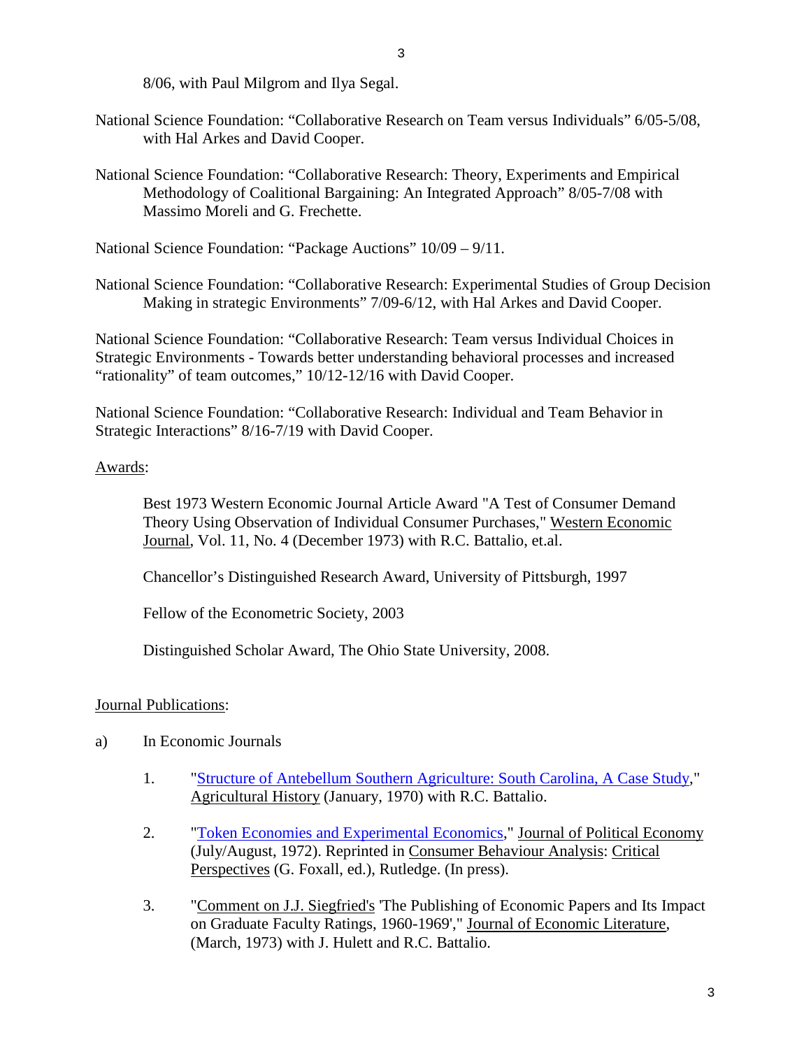8/06, with Paul Milgrom and Ilya Segal.

National Science Foundation: "Collaborative Research on Team versus Individuals" 6/05-5/08, with Hal Arkes and David Cooper.

National Science Foundation: "Collaborative Research: Theory, Experiments and Empirical Methodology of Coalitional Bargaining: An Integrated Approach" 8/05-7/08 with Massimo Moreli and G. Frechette.

National Science Foundation: "Package Auctions" 10/09 – 9/11.

National Science Foundation: "Collaborative Research: Experimental Studies of Group Decision Making in strategic Environments" 7/09-6/12, with Hal Arkes and David Cooper.

National Science Foundation: "Collaborative Research: Team versus Individual Choices in Strategic Environments - Towards better understanding behavioral processes and increased "rationality" of team outcomes," 10/12-12/16 with David Cooper.

National Science Foundation: "Collaborative Research: Individual and Team Behavior in Strategic Interactions" 8/16-7/19 with David Cooper.

Awards:

Best 1973 Western Economic Journal Article Award "A Test of Consumer Demand Theory Using Observation of Individual Consumer Purchases," Western Economic Journal, Vol. 11, No. 4 (December 1973) with R.C. Battalio, et.al.

Chancellor's Distinguished Research Award, University of Pittsburgh, 1997

Fellow of the Econometric Society, 2003

Distinguished Scholar Award, The Ohio State University, 2008.

Journal Publications:

a) In Economic Journals

1. "Structure of Antebellum Southern Agriculture: South Carolina, A Case Study," Agricultural History (January, 1970) with R.C. Battalio.

2. "Token Economies and Experimental Economics," Journal of Political Economy (July/August, 1972). Reprinted in Consumer Behaviour Analysis: Critical Perspectives (G. Foxall, ed.), Rutledge. (In press).

3. "Comment on J.J. Siegfried's 'The Publishing of Economic Papers and Its Impact on Graduate Faculty Ratings, 1960-1969'," Journal of Economic Literature, (March, 1973) with J. Hulett and R.C. Battalio.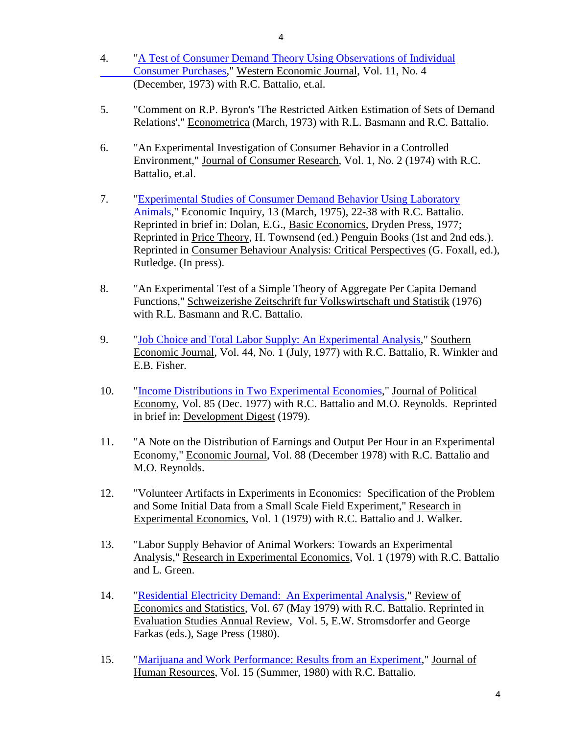4. "A Test of Consumer Demand Theory Using Observations of Individual Consumer Purchases," Western Economic Journal, Vol. 11, No. 4 (December, 1973) with R.C. Battalio, et.al.

5. "Comment on R.P. Byron's 'The Restricted Aitken Estimation of Sets of Demand Relations'," Econometrica (March, 1973) with R.L. Basmann and R.C. Battalio.

6. "An Experimental Investigation of Consumer Behavior in a Controlled Environment," Journal of Consumer Research, Vol. 1, No. 2 (1974) with R.C. Battalio, et.al.

7. "Experimental Studies of Consumer Demand Behavior Using Laboratory Animals," Economic Inquiry, 13 (March, 1975), 22-38 with R.C. Battalio. Reprinted in brief in: Dolan, E.G., Basic Economics, Dryden Press, 1977; Reprinted in Price Theory, H. Townsend (ed.) Penguin Books (1st and 2nd eds.). Reprinted in Consumer Behaviour Analysis: Critical Perspectives (G. Foxall, ed.), Rutledge. (In press).

8. "An Experimental Test of a Simple Theory of Aggregate Per Capita Demand Functions," Schweizerishe Zeitschrift fur Volkswirtschaft und Statistik (1976) with R.L. Basmann and R.C. Battalio.

9. "Job Choice and Total Labor Supply: An Experimental Analysis," Southern Economic Journal, Vol. 44, No. 1 (July, 1977) with R.C. Battalio, R. Winkler and E.B. Fisher.

10. "Income Distributions in Two Experimental Economies," Journal of Political Economy, Vol. 85 (Dec. 1977) with R.C. Battalio and M.O. Reynolds. Reprinted in brief in: Development Digest (1979).

11. "A Note on the Distribution of Earnings and Output Per Hour in an Experimental Economy," Economic Journal, Vol. 88 (December 1978) with R.C. Battalio and M.O. Reynolds.

12. "Volunteer Artifacts in Experiments in Economics: Specification of the Problem and Some Initial Data from a Small Scale Field Experiment," Research in Experimental Economics, Vol. 1 (1979) with R.C. Battalio and J. Walker.

13. "Labor Supply Behavior of Animal Workers: Towards an Experimental Analysis," Research in Experimental Economics, Vol. 1 (1979) with R.C. Battalio and L. Green.

14. "Residential Electricity Demand: An Experimental Analysis," Review of Economics and Statistics, Vol. 67 (May 1979) with R.C. Battalio. Reprinted in Evaluation Studies Annual Review, Vol. 5, E.W. Stromsdorfer and George Farkas (eds.), Sage Press (1980).

15. "Marijuana and Work Performance: Results from an Experiment," Journal of Human Resources, Vol. 15 (Summer, 1980) with R.C. Battalio.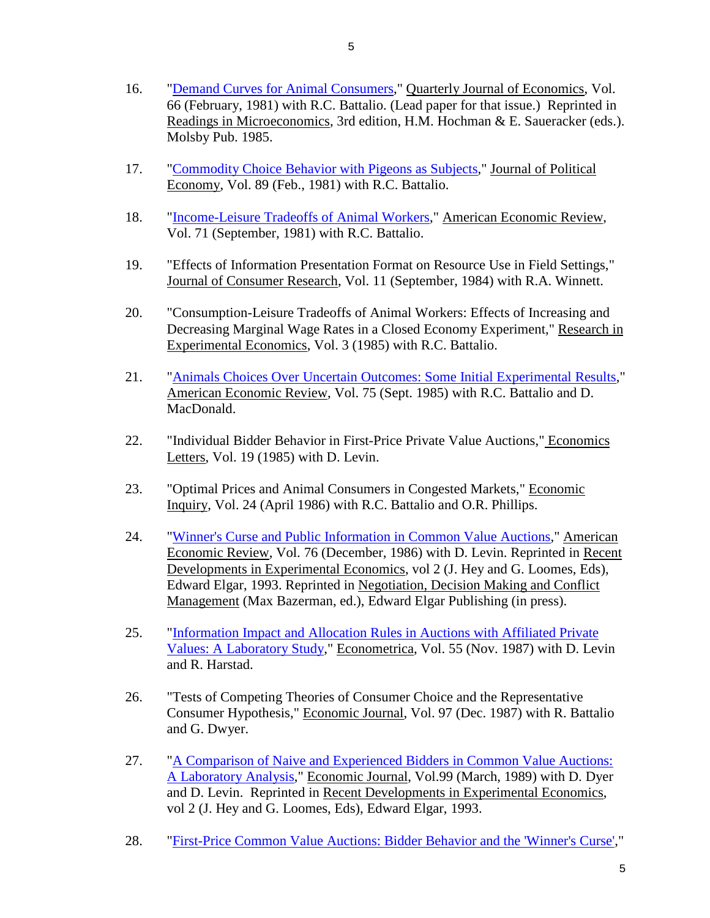16. "Demand Curves for Animal Consumers," Quarterly Journal of Economics, Vol. 66 (February, 1981) with R.C. Battalio. (Lead paper for that issue.) Reprinted in Readings in Microeconomics, 3rd edition, H.M. Hochman & E. Saueracker (eds.). Molsby Pub. 1985.

17. "Commodity Choice Behavior with Pigeons as Subjects," Journal of Political Economy, Vol. 89 (Feb., 1981) with R.C. Battalio.

18. "Income-Leisure Tradeoffs of Animal Workers," American Economic Review, Vol. 71 (September, 1981) with R.C. Battalio.

19. "Effects of Information Presentation Format on Resource Use in Field Settings," Journal of Consumer Research, Vol. 11 (September, 1984) with R.A. Winnett.

20. "Consumption-Leisure Tradeoffs of Animal Workers: Effects of Increasing and Decreasing Marginal Wage Rates in a Closed Economy Experiment," Research in Experimental Economics, Vol. 3 (1985) with R.C. Battalio.

21. "Animals Choices Over Uncertain Outcomes: Some Initial Experimental Results," American Economic Review, Vol. 75 (Sept. 1985) with R.C. Battalio and D. MacDonald.

22. "Individual Bidder Behavior in First-Price Private Value Auctions," Economics Letters, Vol. 19 (1985) with D. Levin.

23. "Optimal Prices and Animal Consumers in Congested Markets," Economic Inquiry, Vol. 24 (April 1986) with R.C. Battalio and O.R. Phillips.

24. "Winner's Curse and Public Information in Common Value Auctions," American Economic Review, Vol. 76 (December, 1986) with D. Levin. Reprinted in Recent Developments in Experimental Economics, vol 2 (J. Hey and G. Loomes, Eds), Edward Elgar, 1993. Reprinted in Negotiation, Decision Making and Conflict Management (Max Bazerman, ed.), Edward Elgar Publishing (in press).

25. "Information Impact and Allocation Rules in Auctions with Affiliated Private Values: A Laboratory Study," Econometrica, Vol. 55 (Nov. 1987) with D. Levin and R. Harstad.

26. "Tests of Competing Theories of Consumer Choice and the Representative Consumer Hypothesis," Economic Journal, Vol. 97 (Dec. 1987) with R. Battalio and G. Dwyer.

27. "A Comparison of Naive and Experienced Bidders in Common Value Auctions: A Laboratory Analysis," Economic Journal, Vol.99 (March, 1989) with D. Dyer and D. Levin. Reprinted in Recent Developments in Experimental Economics, vol 2 (J. Hey and G. Loomes, Eds), Edward Elgar, 1993.

28. "First-Price Common Value Auctions: Bidder Behavior and the 'Winner's Curse',"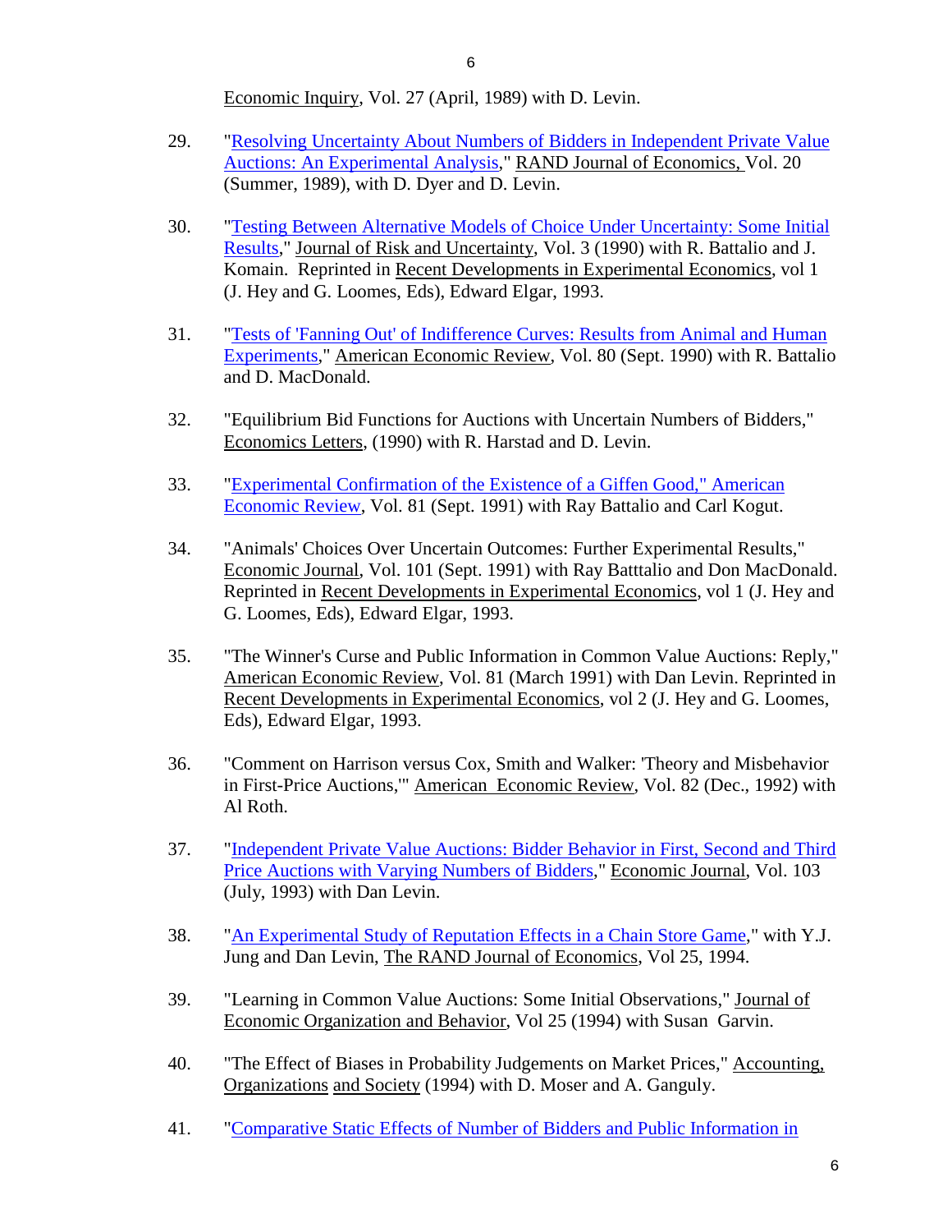Economic Inquiry, Vol. 27 (April, 1989) with D. Levin.

29. "Resolving Uncertainty About Numbers of Bidders in Independent Private Value Auctions: An Experimental Analysis," RAND Journal of Economics, Vol. 20 (Summer, 1989), with D. Dyer and D. Levin.

30. "Testing Between Alternative Models of Choice Under Uncertainty: Some Initial Results," Journal of Risk and Uncertainty, Vol. 3 (1990) with R. Battalio and J. Komain. Reprinted in Recent Developments in Experimental Economics, vol 1 (J. Hey and G. Loomes, Eds), Edward Elgar, 1993.

31. "Tests of 'Fanning Out' of Indifference Curves: Results from Animal and Human Experiments," American Economic Review, Vol. 80 (Sept. 1990) with R. Battalio and D. MacDonald.

32. "Equilibrium Bid Functions for Auctions with Uncertain Numbers of Bidders," Economics Letters, (1990) with R. Harstad and D. Levin.

33. "Experimental Confirmation of the Existence of a Giffen Good," American Economic Review, Vol. 81 (Sept. 1991) with Ray Battalio and Carl Kogut.

34. "Animals' Choices Over Uncertain Outcomes: Further Experimental Results," Economic Journal, Vol. 101 (Sept. 1991) with Ray Batttalio and Don MacDonald. Reprinted in Recent Developments in Experimental Economics, vol 1 (J. Hey and G. Loomes, Eds), Edward Elgar, 1993.

35. "The Winner's Curse and Public Information in Common Value Auctions: Reply," American Economic Review, Vol. 81 (March 1991) with Dan Levin. Reprinted in Recent Developments in Experimental Economics, vol 2 (J. Hey and G. Loomes, Eds), Edward Elgar, 1993.

36. "Comment on Harrison versus Cox, Smith and Walker: 'Theory and Misbehavior in First-Price Auctions,'" American Economic Review, Vol. 82 (Dec., 1992) with Al Roth.

37. "Independent Private Value Auctions: Bidder Behavior in First, Second and Third Price Auctions with Varying Numbers of Bidders," Economic Journal, Vol. 103 (July, 1993) with Dan Levin.

38. "An Experimental Study of Reputation Effects in a Chain Store Game," with Y.J. Jung and Dan Levin, The RAND Journal of Economics, Vol 25, 1994.

39. "Learning in Common Value Auctions: Some Initial Observations," Journal of Economic Organization and Behavior, Vol 25 (1994) with Susan Garvin.

40. "The Effect of Biases in Probability Judgements on Market Prices," Accounting, Organizations and Society (1994) with D. Moser and A. Ganguly.

41. "Comparative Static Effects of Number of Bidders and Public Information in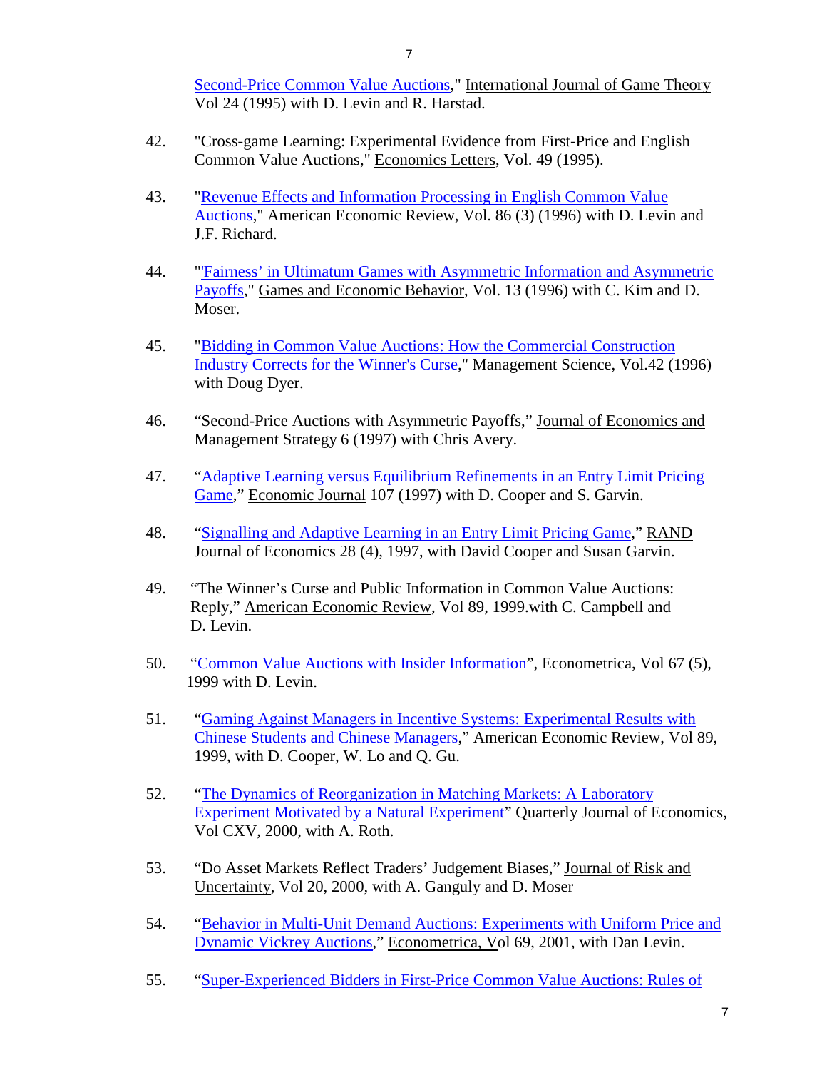Second-Price Common Value Auctions," International Journal of Game Theory Vol 24 (1995) with D. Levin and R. Harstad.

42. "Cross-game Learning: Experimental Evidence from First-Price and English Common Value Auctions," Economics Letters, Vol. 49 (1995).

43. "Revenue Effects and Information Processing in English Common Value Auctions," American Economic Review, Vol. 86 (3) (1996) with D. Levin and J.F. Richard.

44. "'Fairness' in Ultimatum Games with Asymmetric Information and Asymmetric Payoffs," Games and Economic Behavior, Vol. 13 (1996) with C. Kim and D. Moser.

45. "Bidding in Common Value Auctions: How the Commercial Construction Industry Corrects for the Winner's Curse," Management Science, Vol.42 (1996) with Doug Dyer.

46. "Second-Price Auctions with Asymmetric Payoffs," Journal of Economics and Management Strategy 6 (1997) with Chris Avery.

47. "Adaptive Learning versus Equilibrium Refinements in an Entry Limit Pricing Game," Economic Journal 107 (1997) with D. Cooper and S. Garvin.

48. "Signalling and Adaptive Learning in an Entry Limit Pricing Game," RAND Journal of Economics 28 (4), 1997, with David Cooper and Susan Garvin.

49. "The Winner's Curse and Public Information in Common Value Auctions: Reply," American Economic Review, Vol 89, 1999.with C. Campbell and D. Levin.

50. "Common Value Auctions with Insider Information", Econometrica, Vol 67 (5), 1999 with D. Levin.

51. "Gaming Against Managers in Incentive Systems: Experimental Results with Chinese Students and Chinese Managers," American Economic Review, Vol 89, 1999, with D. Cooper, W. Lo and Q. Gu.

52. "The Dynamics of Reorganization in Matching Markets: A Laboratory Experiment Motivated by a Natural Experiment" Quarterly Journal of Economics, Vol CXV, 2000, with A. Roth.

53. "Do Asset Markets Reflect Traders' Judgement Biases," Journal of Risk and Uncertainty, Vol 20, 2000, with A. Ganguly and D. Moser

54. "Behavior in Multi-Unit Demand Auctions: Experiments with Uniform Price and Dynamic Vickrey Auctions," Econometrica, Vol 69, 2001, with Dan Levin.

55. "Super-Experienced Bidders in First-Price Common Value Auctions: Rules of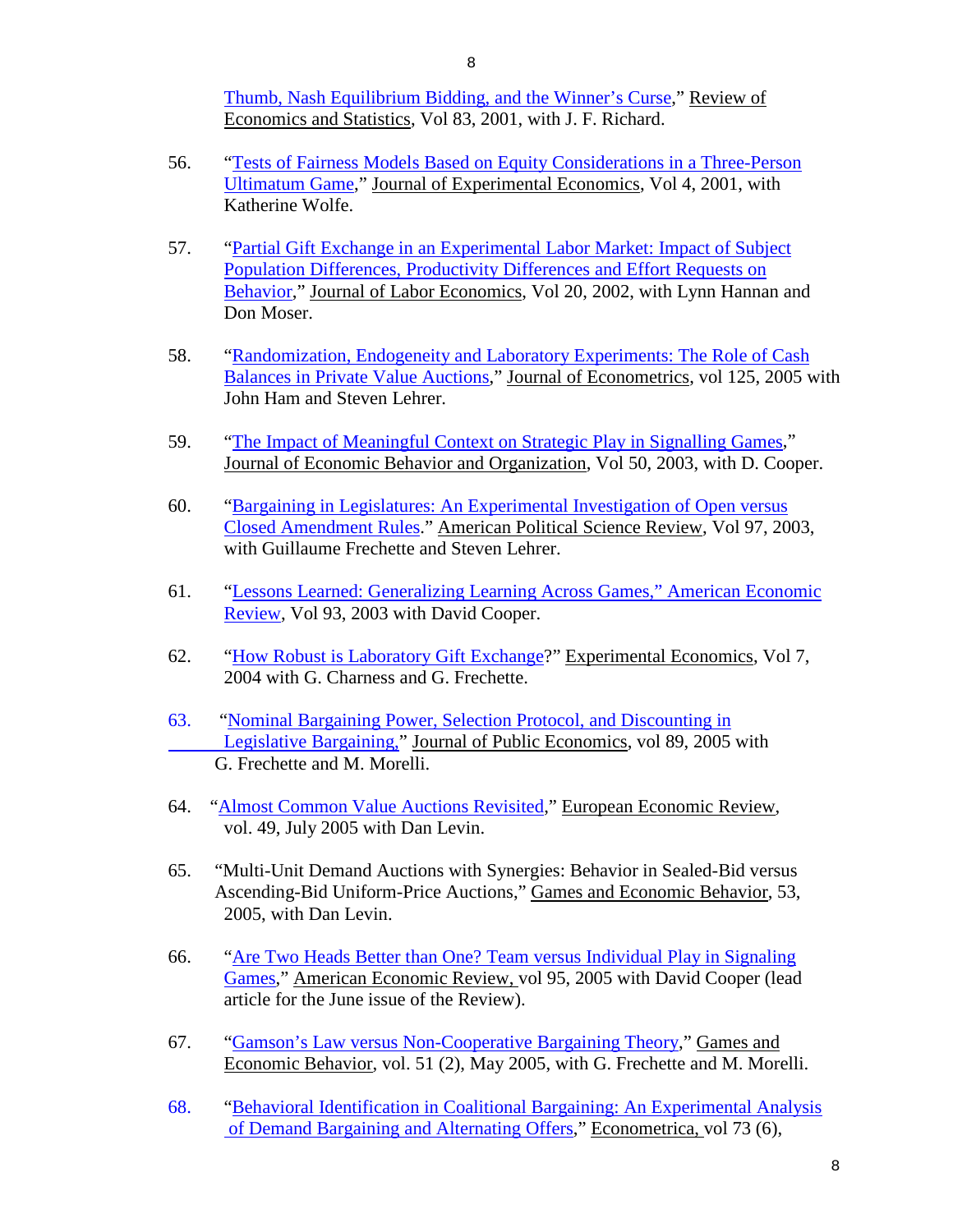Thumb, Nash Equilibrium Bidding, and the Winner's Curse," Review of Economics and Statistics, Vol 83, 2001, with J. F. Richard.

56. "Tests of Fairness Models Based on Equity Considerations in a Three-Person Ultimatum Game," Journal of Experimental Economics, Vol 4, 2001, with Katherine Wolfe.

57. "Partial Gift Exchange in an Experimental Labor Market: Impact of Subject Population Differences, Productivity Differences and Effort Requests on Behavior," Journal of Labor Economics, Vol 20, 2002, with Lynn Hannan and Don Moser.

58. "Randomization, Endogeneity and Laboratory Experiments: The Role of Cash Balances in Private Value Auctions," Journal of Econometrics, vol 125, 2005 with John Ham and Steven Lehrer.

59. "The Impact of Meaningful Context on Strategic Play in Signalling Games," Journal of Economic Behavior and Organization, Vol 50, 2003, with D. Cooper.

60. "Bargaining in Legislatures: An Experimental Investigation of Open versus Closed Amendment Rules." American Political Science Review, Vol 97, 2003, with Guillaume Frechette and Steven Lehrer.

61. "Lessons Learned: Generalizing Learning Across Games," American Economic Review, Vol 93, 2003 with David Cooper.

62. "How Robust is Laboratory Gift Exchange?" Experimental Economics, Vol 7, 2004 with G. Charness and G. Frechette.

63. "Nominal Bargaining Power, Selection Protocol, and Discounting in Legislative Bargaining," Journal of Public Economics, vol 89, 2005 with G. Frechette and M. Morelli.

64. "Almost Common Value Auctions Revisited," European Economic Review, vol. 49, July 2005 with Dan Levin.

65. "Multi-Unit Demand Auctions with Synergies: Behavior in Sealed-Bid versus Ascending-Bid Uniform-Price Auctions," Games and Economic Behavior, 53, 2005, with Dan Levin.

66. "Are Two Heads Better than One? Team versus Individual Play in Signaling Games," American Economic Review, vol 95, 2005 with David Cooper (lead article for the June issue of the Review).

67. "Gamson's Law versus Non-Cooperative Bargaining Theory," Games and Economic Behavior, vol. 51 (2), May 2005, with G. Frechette and M. Morelli.

68. "Behavioral Identification in Coalitional Bargaining: An Experimental Analysis of Demand Bargaining and Alternating Offers," Econometrica, vol 73 (6),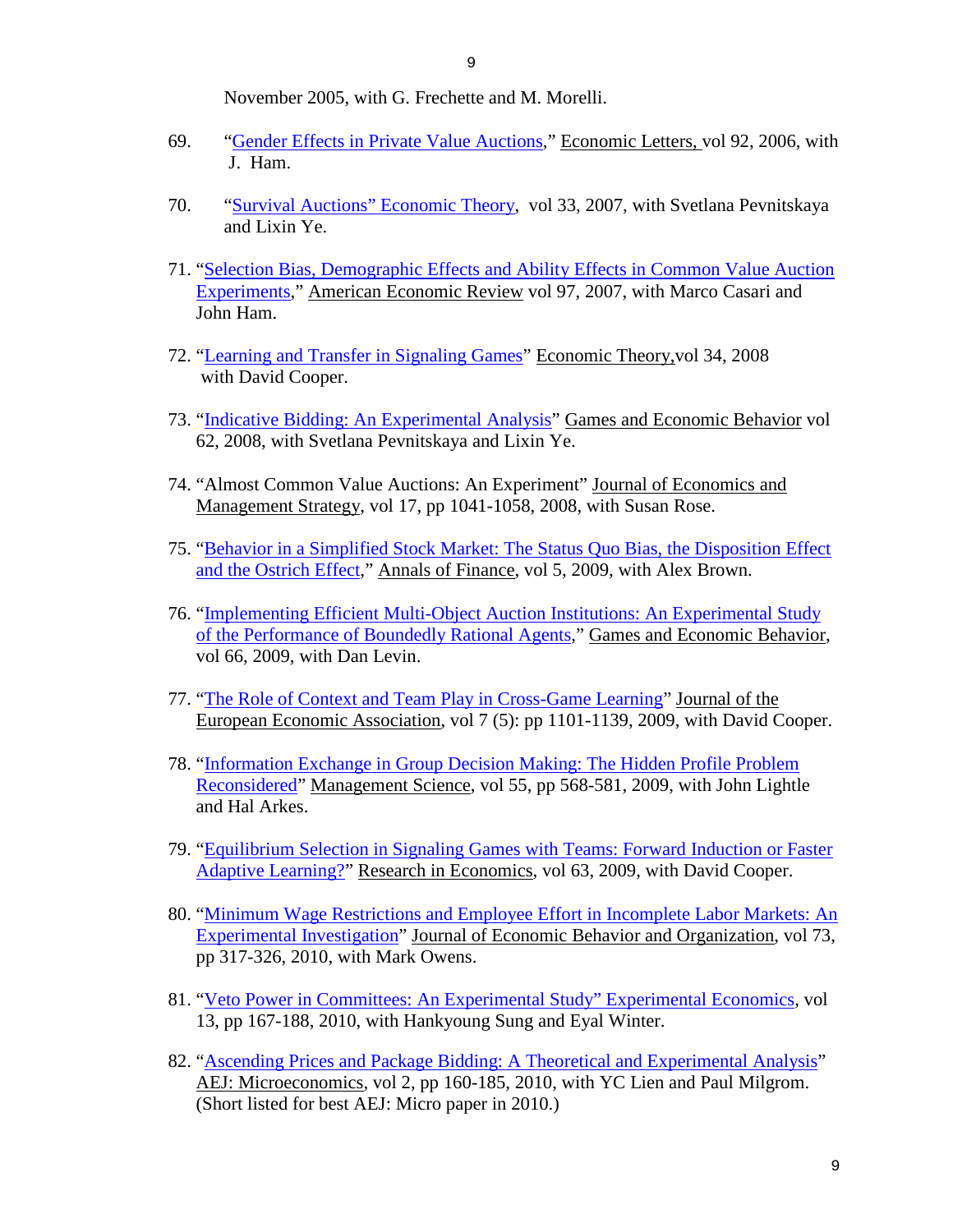November 2005, with G. Frechette and M. Morelli.

69. "Gender Effects in Private Value Auctions," Economic Letters, vol 92, 2006, with J. Ham.

70. "Survival Auctions" Economic Theory, vol 33, 2007, with Svetlana Pevnitskaya and Lixin Ye.

71. "Selection Bias, Demographic Effects and Ability Effects in Common Value Auction Experiments," American Economic Review vol 97, 2007, with Marco Casari and John Ham.

72. "Learning and Transfer in Signaling Games" Economic Theory,vol 34, 2008 with David Cooper.

73. "Indicative Bidding: An Experimental Analysis" Games and Economic Behavior vol 62, 2008, with Svetlana Pevnitskaya and Lixin Ye.

74. "Almost Common Value Auctions: An Experiment" Journal of Economics and Management Strategy, vol 17, pp 1041-1058, 2008, with Susan Rose.

75. "Behavior in a Simplified Stock Market: The Status Quo Bias, the Disposition Effect and the Ostrich Effect," Annals of Finance, vol 5, 2009, with Alex Brown.

76. "Implementing Efficient Multi-Object Auction Institutions: An Experimental Study of the Performance of Boundedly Rational Agents," Games and Economic Behavior, vol 66, 2009, with Dan Levin.

77. "The Role of Context and Team Play in Cross-Game Learning" Journal of the European Economic Association, vol 7 (5): pp 1101-1139, 2009, with David Cooper.

78. "Information Exchange in Group Decision Making: The Hidden Profile Problem Reconsidered" Management Science, vol 55, pp 568-581, 2009, with John Lightle and Hal Arkes.

79. "Equilibrium Selection in Signaling Games with Teams: Forward Induction or Faster Adaptive Learning?" Research in Economics, vol 63, 2009, with David Cooper.

80. "Minimum Wage Restrictions and Employee Effort in Incomplete Labor Markets: An Experimental Investigation" Journal of Economic Behavior and Organization, vol 73, pp 317-326, 2010, with Mark Owens.

81. "Veto Power in Committees: An Experimental Study" Experimental Economics, vol 13, pp 167-188, 2010, with Hankyoung Sung and Eyal Winter.

82. "Ascending Prices and Package Bidding: A Theoretical and Experimental Analysis" AEJ: Microeconomics, vol 2, pp 160-185, 2010, with YC Lien and Paul Milgrom. (Short listed for best AEJ: Micro paper in 2010.)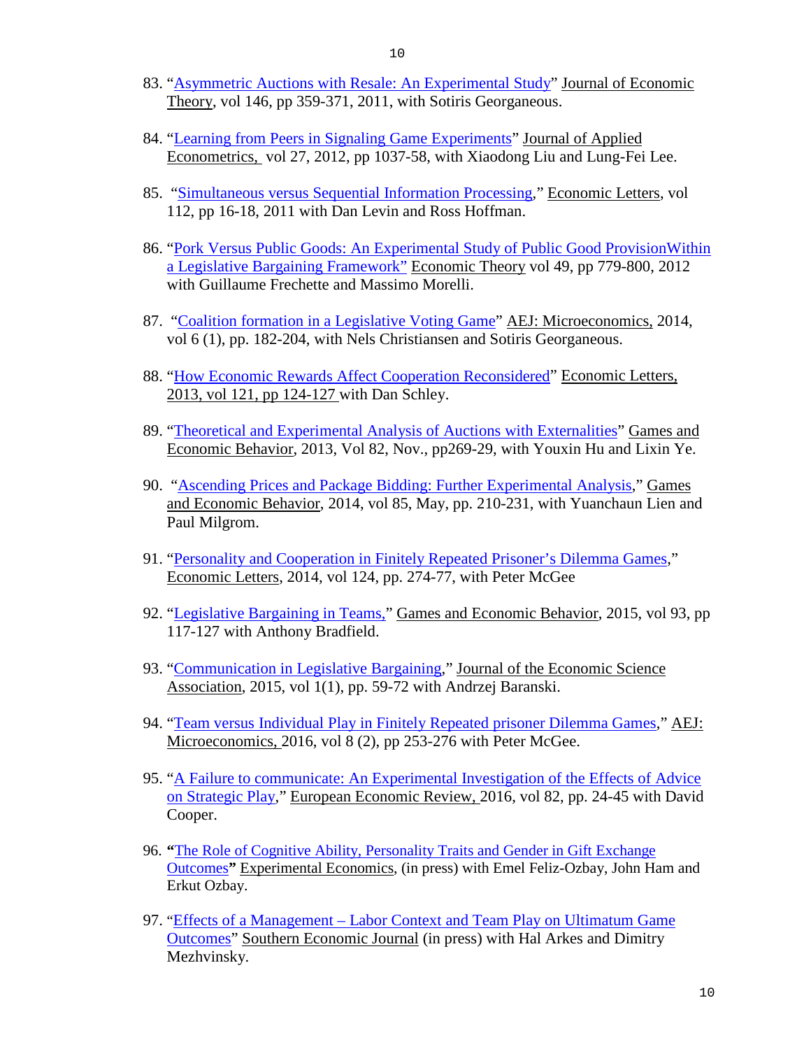83. "Asymmetric Auctions with Resale: An Experimental Study" Journal of Economic Theory, vol 146, pp 359-371, 2011, with Sotiris Georganeous.

84. "Learning from Peers in Signaling Game Experiments" Journal of Applied Econometrics, vol 27, 2012, pp 1037-58, with Xiaodong Liu and Lung-Fei Lee.

85. "Simultaneous versus Sequential Information Processing," Economic Letters, vol 112, pp 16-18, 2011 with Dan Levin and Ross Hoffman.

86. "Pork Versus Public Goods: An Experimental Study of Public Good ProvisionWithin a Legislative Bargaining Framework" Economic Theory vol 49, pp 779-800, 2012 with Guillaume Frechette and Massimo Morelli.

87. "Coalition formation in a Legislative Voting Game" AEJ: Microeconomics, 2014, vol 6 (1), pp. 182-204, with Nels Christiansen and Sotiris Georganeous.

88. "How Economic Rewards Affect Cooperation Reconsidered" Economic Letters, 2013, vol 121, pp 124-127 with Dan Schley.

89. "Theoretical and Experimental Analysis of Auctions with Externalities" Games and Economic Behavior, 2013, Vol 82, Nov., pp269-29, with Youxin Hu and Lixin Ye.

90. "Ascending Prices and Package Bidding: Further Experimental Analysis," Games and Economic Behavior, 2014, vol 85, May, pp. 210-231, with Yuanchaun Lien and Paul Milgrom.

91. "Personality and Cooperation in Finitely Repeated Prisoner's Dilemma Games," Economic Letters, 2014, vol 124, pp. 274-77, with Peter McGee

92. "Legislative Bargaining in Teams," Games and Economic Behavior, 2015, vol 93, pp 117-127 with Anthony Bradfield.

93. "Communication in Legislative Bargaining," Journal of the Economic Science Association, 2015, vol 1(1), pp. 59-72 with Andrzej Baranski.

94. "Team versus Individual Play in Finitely Repeated prisoner Dilemma Games," AEJ: Microeconomics, 2016, vol 8 (2), pp 253-276 with Peter McGee.

95. "A Failure to communicate: An Experimental Investigation of the Effects of Advice on Strategic Play," European Economic Review, 2016, vol 82, pp. 24-45 with David Cooper.

96. **"**The Role of Cognitive Ability, Personality Traits and Gender in Gift Exchange Outcomes**"** Experimental Economics, (in press) with Emel Feliz-Ozbay, John Ham and Erkut Ozbay.

97. "Effects of a Management – Labor Context and Team Play on Ultimatum Game Outcomes" Southern Economic Journal (in press) with Hal Arkes and Dimitry Mezhvinsky.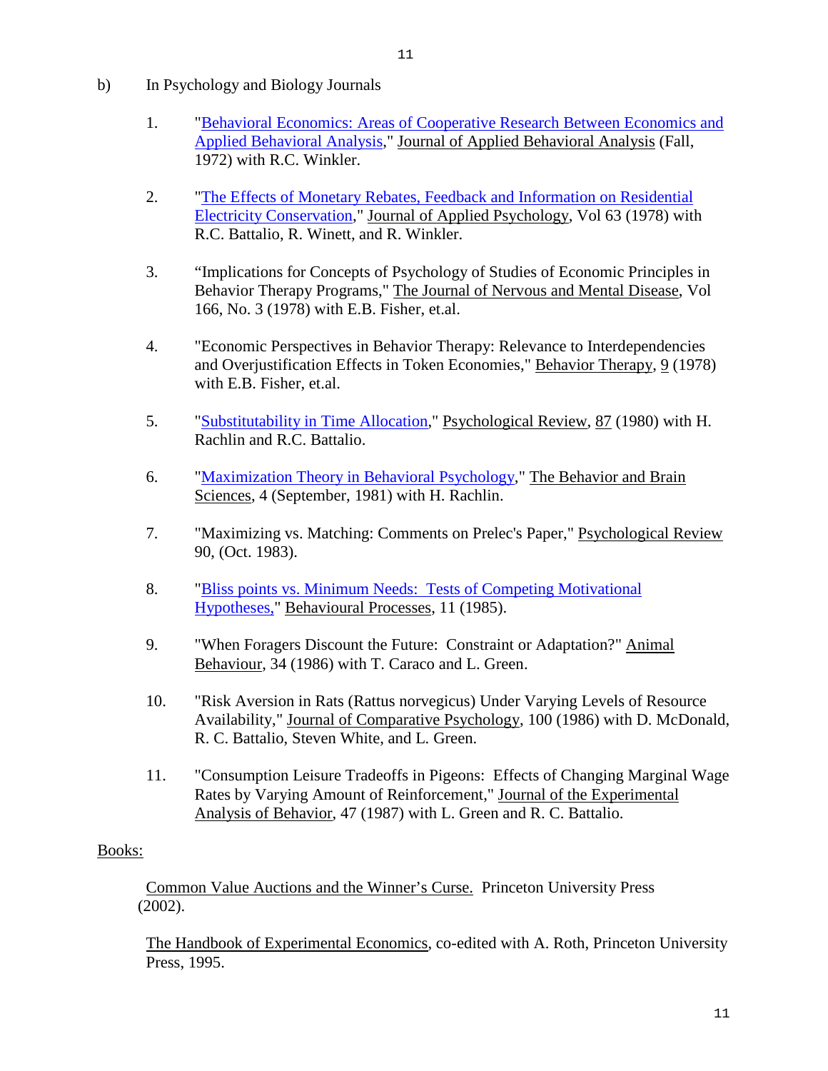b) In Psychology and Biology Journals

1. "Behavioral Economics: Areas of Cooperative Research Between Economics and Applied Behavioral Analysis," Journal of Applied Behavioral Analysis (Fall, 1972) with R.C. Winkler.

2. "The Effects of Monetary Rebates, Feedback and Information on Residential Electricity Conservation," Journal of Applied Psychology, Vol 63 (1978) with R.C. Battalio, R. Winett, and R. Winkler.

3. "Implications for Concepts of Psychology of Studies of Economic Principles in Behavior Therapy Programs," The Journal of Nervous and Mental Disease, Vol 166, No. 3 (1978) with E.B. Fisher, et.al.

4. "Economic Perspectives in Behavior Therapy: Relevance to Interdependencies and Overjustification Effects in Token Economies," Behavior Therapy, 9 (1978) with E.B. Fisher, et.al.

5. "Substitutability in Time Allocation," Psychological Review, 87 (1980) with H. Rachlin and R.C. Battalio.

6. "Maximization Theory in Behavioral Psychology," The Behavior and Brain Sciences, 4 (September, 1981) with H. Rachlin.

7. "Maximizing vs. Matching: Comments on Prelec's Paper," Psychological Review 90, (Oct. 1983).

8. "Bliss points vs. Minimum Needs: Tests of Competing Motivational Hypotheses," Behavioural Processes, 11 (1985).

9. "When Foragers Discount the Future: Constraint or Adaptation?" Animal Behaviour, 34 (1986) with T. Caraco and L. Green.

10. "Risk Aversion in Rats (Rattus norvegicus) Under Varying Levels of Resource Availability," Journal of Comparative Psychology, 100 (1986) with D. McDonald, R. C. Battalio, Steven White, and L. Green.

11. "Consumption Leisure Tradeoffs in Pigeons: Effects of Changing Marginal Wage Rates by Varying Amount of Reinforcement," Journal of the Experimental Analysis of Behavior, 47 (1987) with L. Green and R. C. Battalio.

Books:

Common Value Auctions and the Winner's Curse. Princeton University Press (2002).

The Handbook of Experimental Economics, co-edited with A. Roth, Princeton University Press, 1995.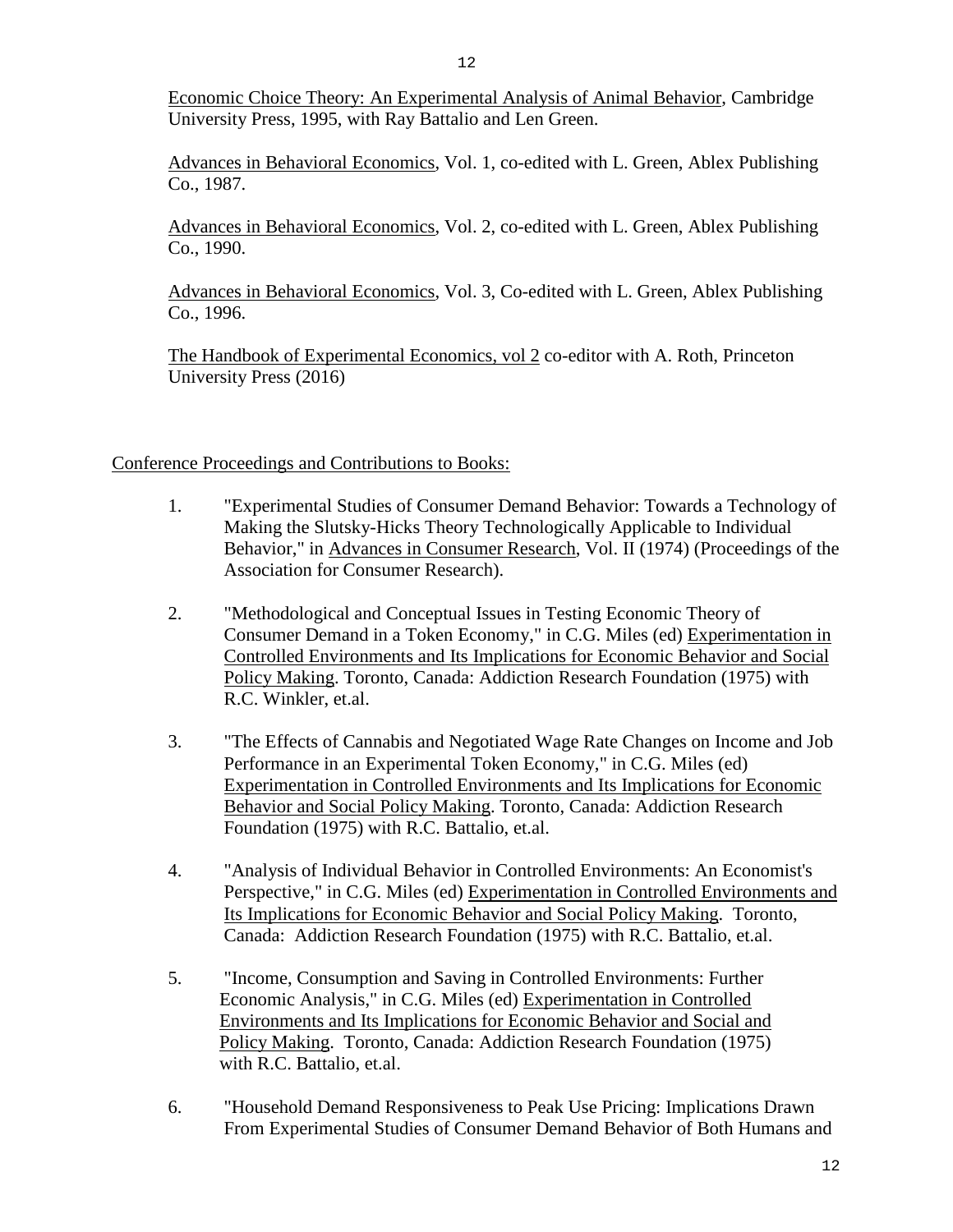Economic Choice Theory: An Experimental Analysis of Animal Behavior, Cambridge University Press, 1995, with Ray Battalio and Len Green.

Advances in Behavioral Economics, Vol. 1, co-edited with L. Green, Ablex Publishing Co., 1987.

Advances in Behavioral Economics, Vol. 2, co-edited with L. Green, Ablex Publishing Co., 1990.

Advances in Behavioral Economics, Vol. 3, Co-edited with L. Green, Ablex Publishing Co., 1996.

The Handbook of Experimental Economics, vol 2 co-editor with A. Roth, Princeton University Press (2016)

## Conference Proceedings and Contributions to Books:

1. "Experimental Studies of Consumer Demand Behavior: Towards a Technology of Making the Slutsky-Hicks Theory Technologically Applicable to Individual Behavior," in Advances in Consumer Research, Vol. II (1974) (Proceedings of the Association for Consumer Research).

2. "Methodological and Conceptual Issues in Testing Economic Theory of Consumer Demand in a Token Economy," in C.G. Miles (ed) Experimentation in Controlled Environments and Its Implications for Economic Behavior and Social Policy Making. Toronto, Canada: Addiction Research Foundation (1975) with R.C. Winkler, et.al.

3. "The Effects of Cannabis and Negotiated Wage Rate Changes on Income and Job Performance in an Experimental Token Economy," in C.G. Miles (ed) Experimentation in Controlled Environments and Its Implications for Economic Behavior and Social Policy Making. Toronto, Canada: Addiction Research Foundation (1975) with R.C. Battalio, et.al.

4. "Analysis of Individual Behavior in Controlled Environments: An Economist's Perspective," in C.G. Miles (ed) Experimentation in Controlled Environments and Its Implications for Economic Behavior and Social Policy Making. Toronto, Canada: Addiction Research Foundation (1975) with R.C. Battalio, et.al.

5. "Income, Consumption and Saving in Controlled Environments: Further Economic Analysis," in C.G. Miles (ed) Experimentation in Controlled Environments and Its Implications for Economic Behavior and Social and Policy Making. Toronto, Canada: Addiction Research Foundation (1975) with R.C. Battalio, et.al.

6. "Household Demand Responsiveness to Peak Use Pricing: Implications Drawn From Experimental Studies of Consumer Demand Behavior of Both Humans and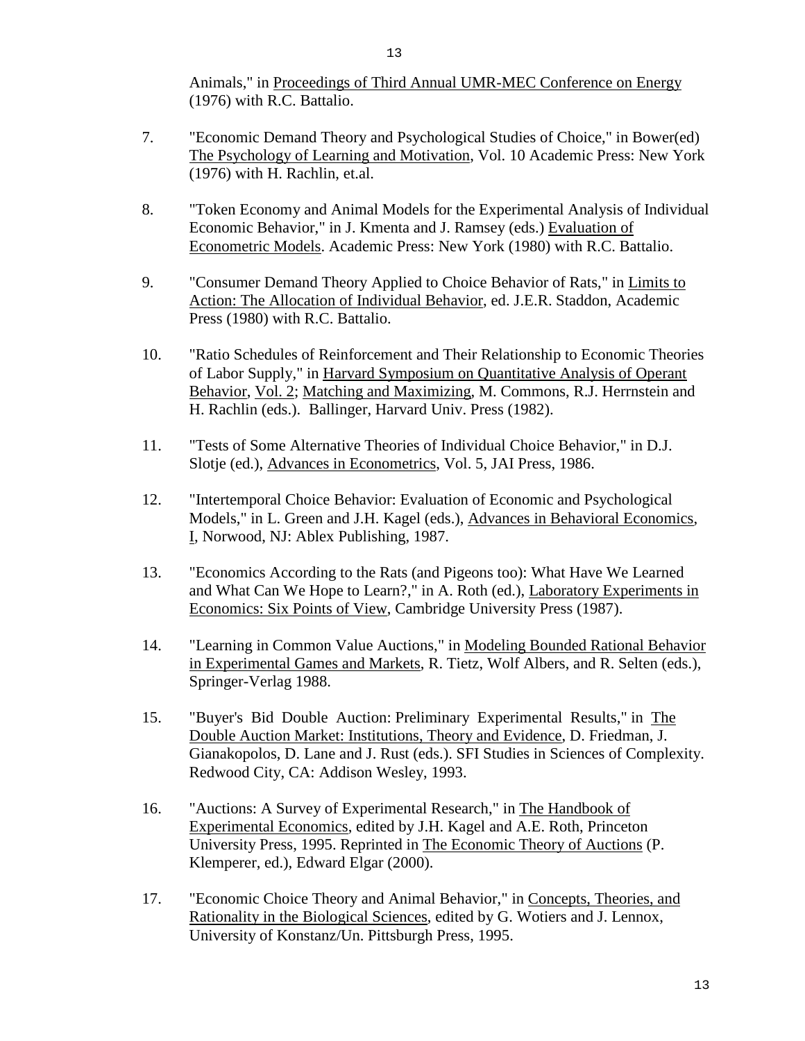Animals," in <u>Proceedings of Third Annual UMR-MEC Conference on Energy</u> (1976) with R.C. Battalio.

7. "Economic Demand Theory and Psychological Studies of Choice," in Bower(ed) <u>The Psychology of Learning and Motivation</u>, Vol. 10 Academic Press: New York (1976) with H. Rachlin, et.al.

8. "Token Economy and Animal Models for the Experimental Analysis of Individual Economic Behavior," in J. Kmenta and J. Ramsey (eds.) <u>Evaluation of Econometric Models</u>. Academic Press: New York (1980) with R.C. Battalio.

9. "Consumer Demand Theory Applied to Choice Behavior of Rats," in <u>Limits to Action: The Allocation of Individual Behavior</u>, ed. J.E.R. Staddon, Academic Press (1980) with R.C. Battalio.

10. "Ratio Schedules of Reinforcement and Their Relationship to Economic Theories of Labor Supply," in <u>Harvard Symposium on Quantitative Analysis of Operant Behavior</u>, <u>Vol. 2</u>; <u>Matching and Maximizing</u>, M. Commons, R.J. Herrnstein and H. Rachlin (eds.). Ballinger, Harvard Univ. Press (1982).

11. "Tests of Some Alternative Theories of Individual Choice Behavior," in D.J. Slotje (ed.), <u>Advances in Econometrics</u>, Vol. 5, JAI Press, 1986.

12. "Intertemporal Choice Behavior: Evaluation of Economic and Psychological Models," in L. Green and J.H. Kagel (eds.), <u>Advances in Behavioral Economics</u>, <u>I</u>, Norwood, NJ: Ablex Publishing, 1987.

13. "Economics According to the Rats (and Pigeons too): What Have We Learned and What Can We Hope to Learn?," in A. Roth (ed.), <u>Laboratory Experiments in Economics: Six Points of View</u>, Cambridge University Press (1987).

14. "Learning in Common Value Auctions," in <u>Modeling Bounded Rational Behavior in Experimental Games and Markets</u>, R. Tietz, Wolf Albers, and R. Selten (eds.), Springer-Verlag 1988.

15. "Buyer's Bid Double Auction: Preliminary Experimental Results," in <u>The Double Auction Market: Institutions, Theory and Evidence</u>, D. Friedman, J. Gianakopolos, D. Lane and J. Rust (eds.). SFI Studies in Sciences of Complexity. Redwood City, CA: Addison Wesley, 1993.

16. "Auctions: A Survey of Experimental Research," in <u>The Handbook of Experimental Economics</u>, edited by J.H. Kagel and A.E. Roth, Princeton University Press, 1995. Reprinted in <u>The Economic Theory of Auctions</u> (P. Klemperer, ed.), Edward Elgar (2000).

17. "Economic Choice Theory and Animal Behavior," in <u>Concepts, Theories, and Rationality in the Biological Sciences</u>, edited by G. Wotiers and J. Lennox, University of Konstanz/Un. Pittsburgh Press, 1995.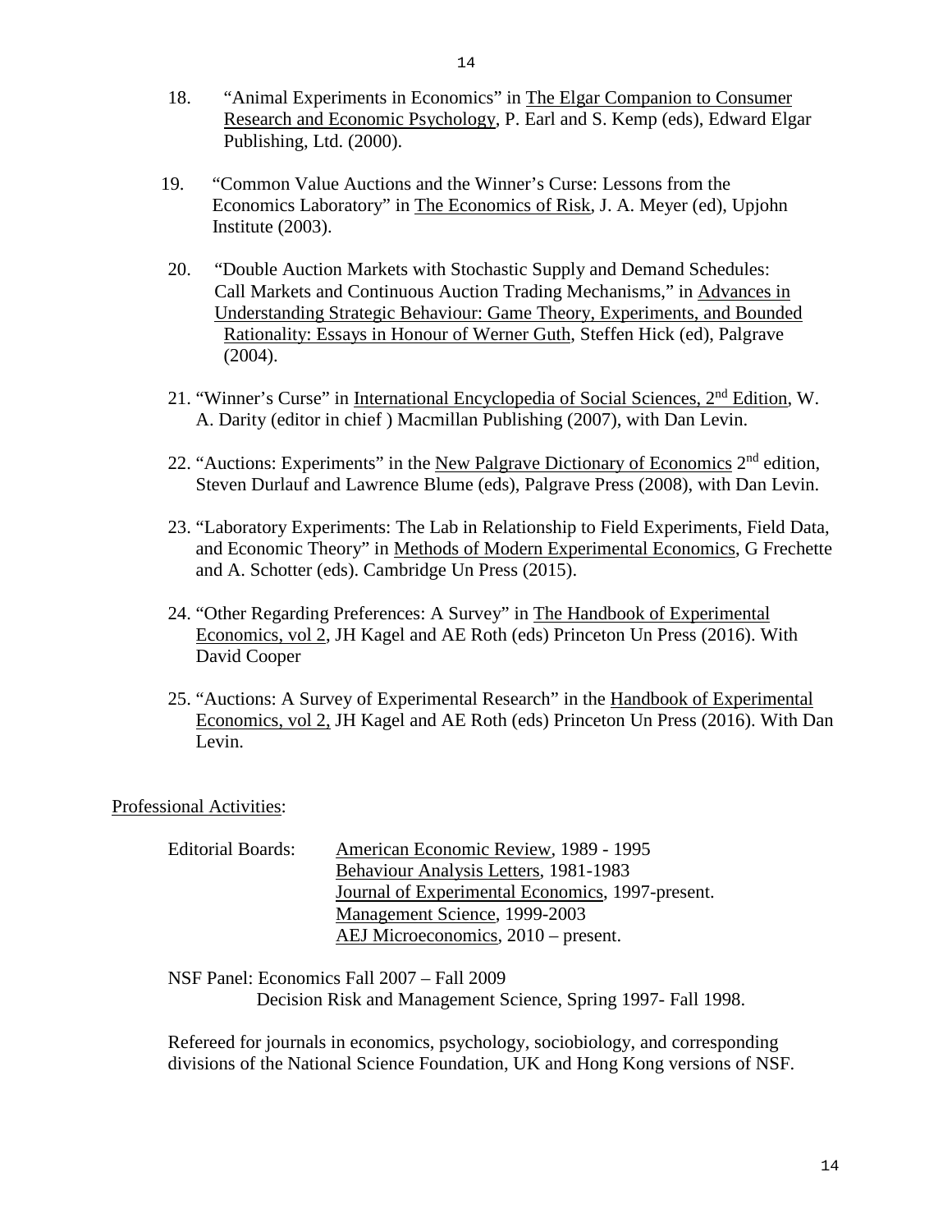18. "Animal Experiments in Economics" in The Elgar Companion to Consumer Research and Economic Psychology, P. Earl and S. Kemp (eds), Edward Elgar Publishing, Ltd. (2000).

19. "Common Value Auctions and the Winner's Curse: Lessons from the Economics Laboratory" in The Economics of Risk, J. A. Meyer (ed), Upjohn Institute (2003).

20. "Double Auction Markets with Stochastic Supply and Demand Schedules: Call Markets and Continuous Auction Trading Mechanisms," in Advances in Understanding Strategic Behaviour: Game Theory, Experiments, and Bounded Rationality: Essays in Honour of Werner Guth, Steffen Hick (ed), Palgrave (2004).

21. "Winner's Curse" in International Encyclopedia of Social Sciences, 2nd Edition, W. A. Darity (editor in chief ) Macmillan Publishing (2007), with Dan Levin.

22. "Auctions: Experiments" in the New Palgrave Dictionary of Economics 2nd edition, Steven Durlauf and Lawrence Blume (eds), Palgrave Press (2008), with Dan Levin.

23. "Laboratory Experiments: The Lab in Relationship to Field Experiments, Field Data, and Economic Theory" in Methods of Modern Experimental Economics, G Frechette and A. Schotter (eds). Cambridge Un Press (2015).

24. "Other Regarding Preferences: A Survey" in The Handbook of Experimental Economics, vol 2, JH Kagel and AE Roth (eds) Princeton Un Press (2016). With David Cooper

25. "Auctions: A Survey of Experimental Research" in the Handbook of Experimental Economics, vol 2, JH Kagel and AE Roth (eds) Princeton Un Press (2016). With Dan Levin.

## Professional Activities:

Editorial Boards:
- American Economic Review, 1989 - 1995
- Behaviour Analysis Letters, 1981-1983
- Journal of Experimental Economics, 1997-present.
- Management Science, 1999-2003
- AEJ Microeconomics, 2010 – present.

NSF Panel: Economics Fall 2007 – Fall 2009
Decision Risk and Management Science, Spring 1997- Fall 1998.

Refereed for journals in economics, psychology, sociobiology, and corresponding divisions of the National Science Foundation, UK and Hong Kong versions of NSF.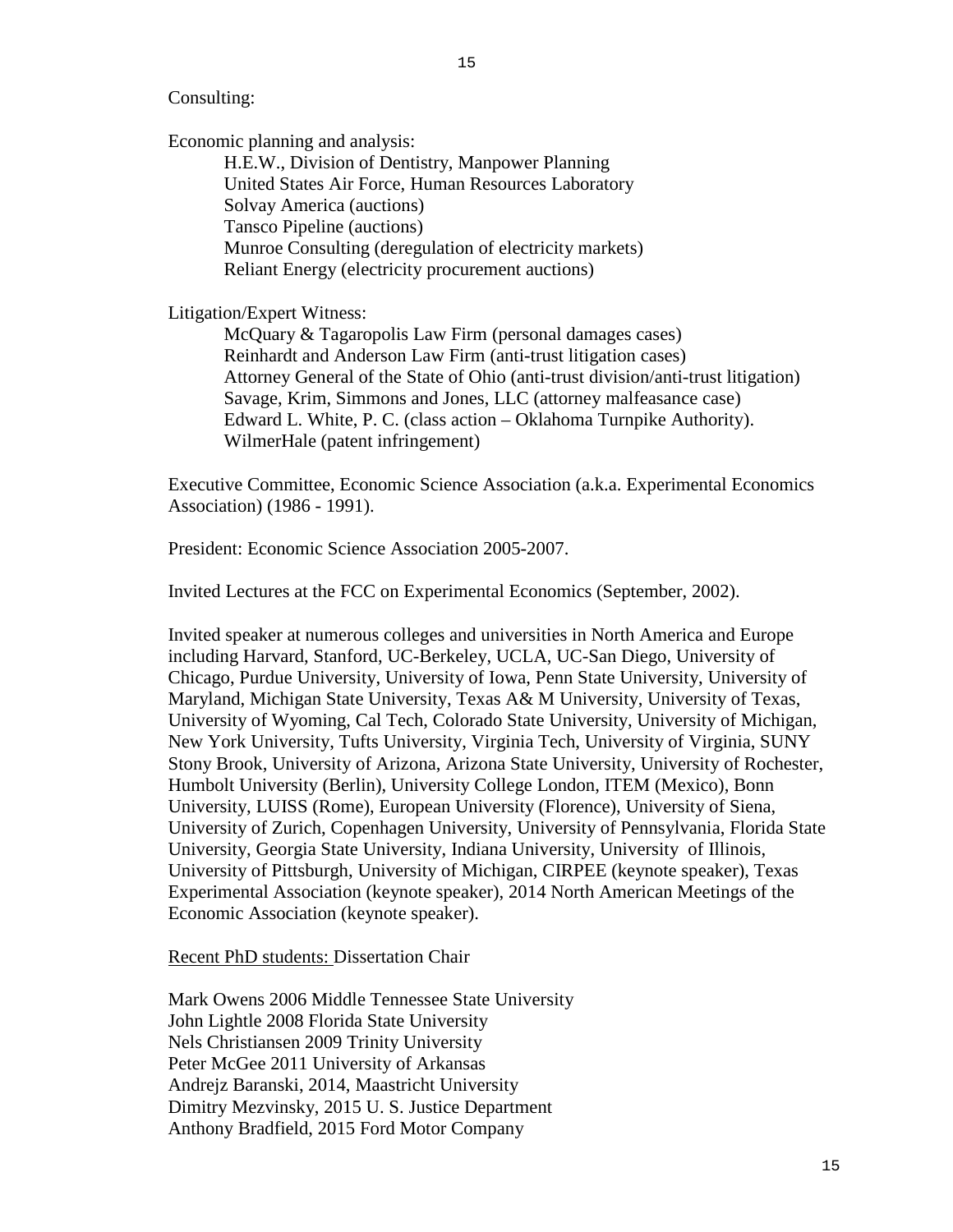Consulting:

Economic planning and analysis:

- H.E.W., Division of Dentistry, Manpower Planning
- United States Air Force, Human Resources Laboratory
- Solvay America (auctions)
- Tansco Pipeline (auctions)
- Munroe Consulting (deregulation of electricity markets)
- Reliant Energy (electricity procurement auctions)

Litigation/Expert Witness:

- McQuary & Tagaropolis Law Firm (personal damages cases)
- Reinhardt and Anderson Law Firm (anti-trust litigation cases)
- Attorney General of the State of Ohio (anti-trust division/anti-trust litigation)
- Savage, Krim, Simmons and Jones, LLC (attorney malfeasance case)
- Edward L. White, P. C. (class action – Oklahoma Turnpike Authority).
- WilmerHale (patent infringement)

Executive Committee, Economic Science Association (a.k.a. Experimental Economics Association) (1986 - 1991).

President: Economic Science Association 2005-2007.

Invited Lectures at the FCC on Experimental Economics (September, 2002).

Invited speaker at numerous colleges and universities in North America and Europe including Harvard, Stanford, UC-Berkeley, UCLA, UC-San Diego, University of Chicago, Purdue University, University of Iowa, Penn State University, University of Maryland, Michigan State University, Texas A& M University, University of Texas, University of Wyoming, Cal Tech, Colorado State University, University of Michigan, New York University, Tufts University, Virginia Tech, University of Virginia, SUNY Stony Brook, University of Arizona, Arizona State University, University of Rochester, Humbolt University (Berlin), University College London, ITEM (Mexico), Bonn University, LUISS (Rome), European University (Florence), University of Siena, University of Zurich, Copenhagen University, University of Pennsylvania, Florida State University, Georgia State University, Indiana University, University of Illinois, University of Pittsburgh, University of Michigan, CIRPEE (keynote speaker), Texas Experimental Association (keynote speaker), 2014 North American Meetings of the Economic Association (keynote speaker).

Recent PhD students: Dissertation Chair

Mark Owens 2006 Middle Tennessee State University
John Lightle 2008 Florida State University
Nels Christiansen 2009 Trinity University
Peter McGee 2011 University of Arkansas
Andrejz Baranski, 2014, Maastricht University
Dimitry Mezvinsky, 2015 U. S. Justice Department
Anthony Bradfield, 2015 Ford Motor Company